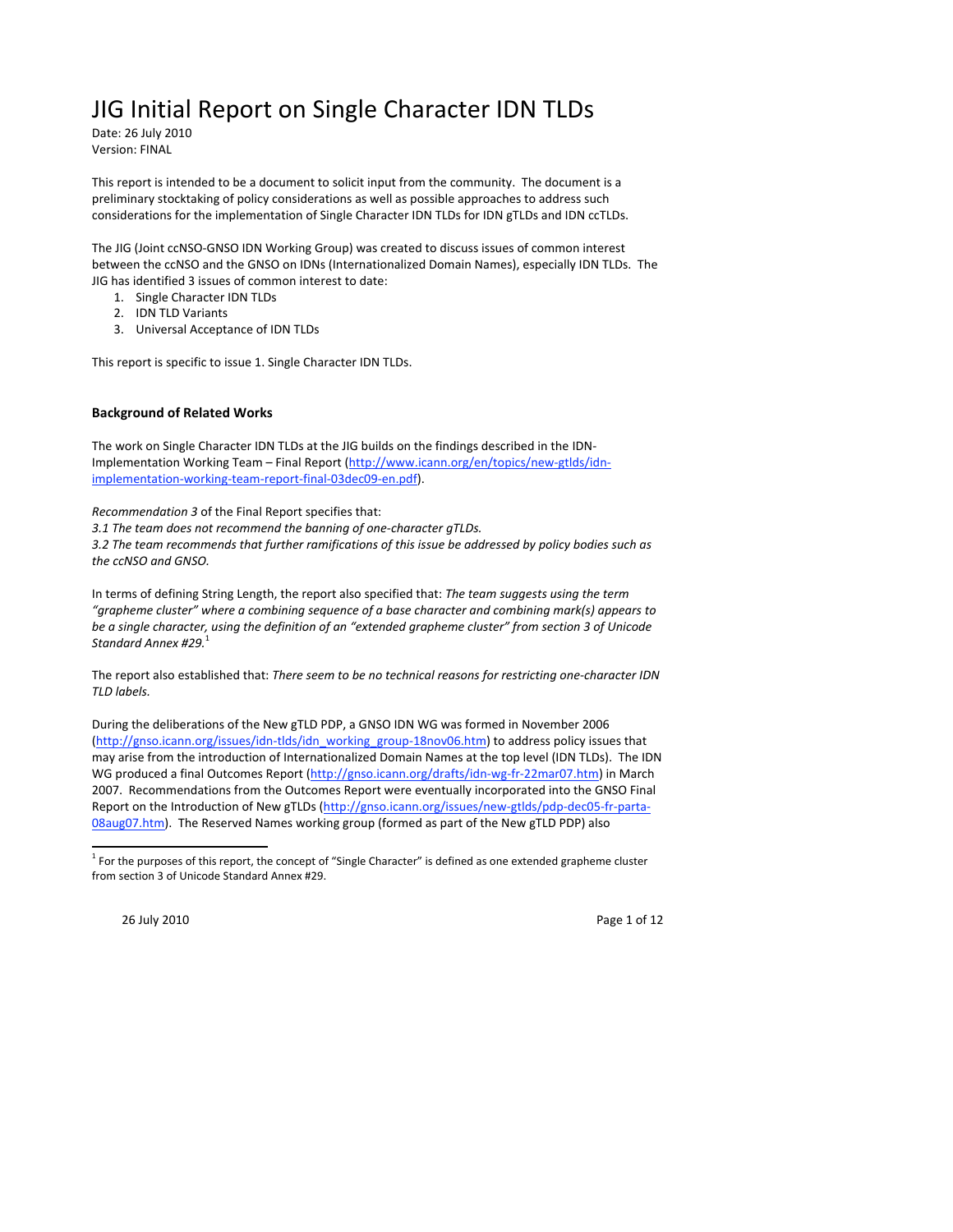# JIG Initial Report on Single Character IDN TLDs

Date: 26 July 2010
Version: FINAL

This report is intended to be a document to solicit input from the community. The document is a preliminary stocktaking of policy considerations as well as possible approaches to address such considerations for the implementation of Single Character IDN TLDs for IDN gTLDs and IDN ccTLDs.

The JIG (Joint ccNSO-GNSO IDN Working Group) was created to discuss issues of common interest between the ccNSO and the GNSO on IDNs (Internationalized Domain Names), especially IDN TLDs. The JIG has identified 3 issues of common interest to date:

1. Single Character IDN TLDs
2. IDN TLD Variants
3. Universal Acceptance of IDN TLDs

This report is specific to issue 1. Single Character IDN TLDs.

**Background of Related Works**

The work on Single Character IDN TLDs at the JIG builds on the findings described in the IDN-Implementation Working Team – Final Report (http://www.icann.org/en/topics/new-gtlds/idn-implementation-working-team-report-final-03dec09-en.pdf).

*Recommendation 3* of the Final Report specifies that:
*3.1 The team does not recommend the banning of one-character gTLDs.*
*3.2 The team recommends that further ramifications of this issue be addressed by policy bodies such as the ccNSO and GNSO.*

In terms of defining String Length, the report also specified that: *The team suggests using the term "grapheme cluster" where a combining sequence of a base character and combining mark(s) appears to be a single character, using the definition of an "extended grapheme cluster" from section 3 of Unicode Standard Annex #29.*[1]

The report also established that: *There seem to be no technical reasons for restricting one-character IDN TLD labels.*

During the deliberations of the New gTLD PDP, a GNSO IDN WG was formed in November 2006 (http://gnso.icann.org/issues/idn-tlds/idn_working_group-18nov06.htm) to address policy issues that may arise from the introduction of Internationalized Domain Names at the top level (IDN TLDs). The IDN WG produced a final Outcomes Report (http://gnso.icann.org/drafts/idn-wg-fr-22mar07.htm) in March 2007. Recommendations from the Outcomes Report were eventually incorporated into the GNSO Final Report on the Introduction of New gTLDs (http://gnso.icann.org/issues/new-gtlds/pdp-dec05-fr-parta-08aug07.htm). The Reserved Names working group (formed as part of the New gTLD PDP) also

[1] For the purposes of this report, the concept of "Single Character" is defined as one extended grapheme cluster from section 3 of Unicode Standard Annex #29.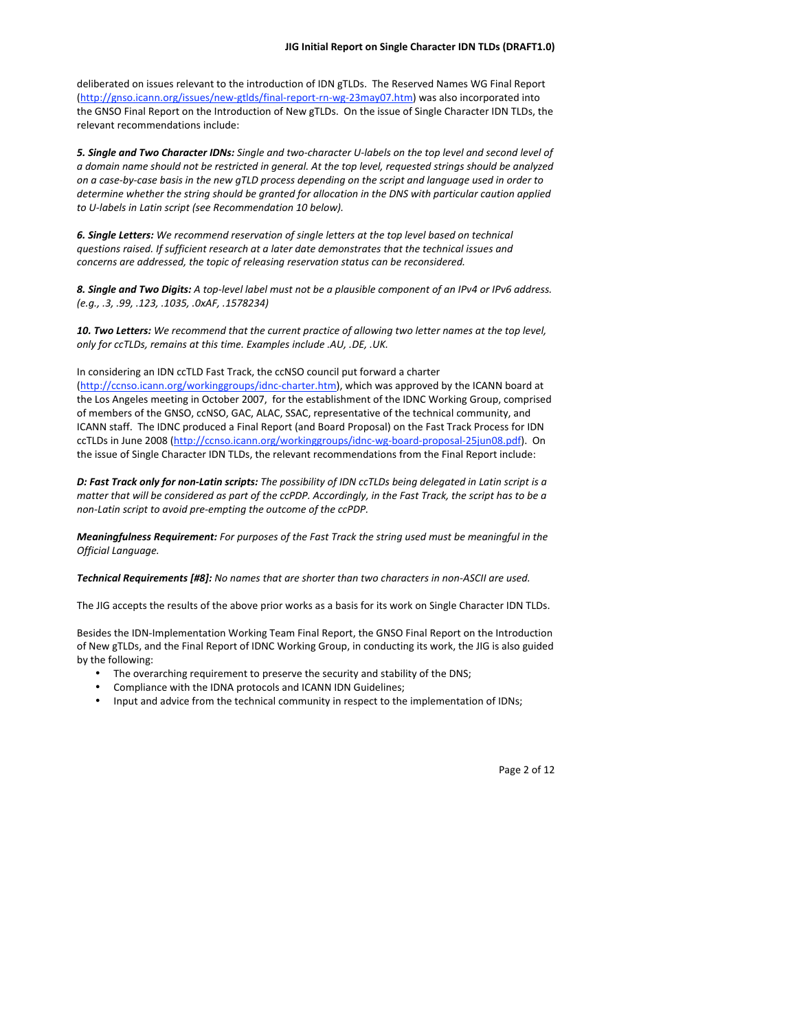deliberated on issues relevant to the introduction of IDN gTLDs. The Reserved Names WG Final Report (http://gnso.icann.org/issues/new-gtlds/final-report-rn-wg-23may07.htm) was also incorporated into the GNSO Final Report on the Introduction of New gTLDs. On the issue of Single Character IDN TLDs, the relevant recommendations include:

***5. Single and Two Character IDNs:*** *Single and two-character U-labels on the top level and second level of a domain name should not be restricted in general. At the top level, requested strings should be analyzed on a case-by-case basis in the new gTLD process depending on the script and language used in order to determine whether the string should be granted for allocation in the DNS with particular caution applied to U-labels in Latin script (see Recommendation 10 below).*

***6. Single Letters:*** *We recommend reservation of single letters at the top level based on technical questions raised. If sufficient research at a later date demonstrates that the technical issues and concerns are addressed, the topic of releasing reservation status can be reconsidered.*

***8. Single and Two Digits:*** *A top-level label must not be a plausible component of an IPv4 or IPv6 address. (e.g., .3, .99, .123, .1035, .0xAF, .1578234)*

***10. Two Letters:*** *We recommend that the current practice of allowing two letter names at the top level, only for ccTLDs, remains at this time. Examples include .AU, .DE, .UK.*

In considering an IDN ccTLD Fast Track, the ccNSO council put forward a charter (http://ccnso.icann.org/workinggroups/idnc-charter.htm), which was approved by the ICANN board at the Los Angeles meeting in October 2007, for the establishment of the IDNC Working Group, comprised of members of the GNSO, ccNSO, GAC, ALAC, SSAC, representative of the technical community, and ICANN staff. The IDNC produced a Final Report (and Board Proposal) on the Fast Track Process for IDN ccTLDs in June 2008 (http://ccnso.icann.org/workinggroups/idnc-wg-board-proposal-25jun08.pdf). On the issue of Single Character IDN TLDs, the relevant recommendations from the Final Report include:

***D: Fast Track only for non-Latin scripts:*** *The possibility of IDN ccTLDs being delegated in Latin script is a matter that will be considered as part of the ccPDP. Accordingly, in the Fast Track, the script has to be a non-Latin script to avoid pre-empting the outcome of the ccPDP.*

***Meaningfulness Requirement:*** *For purposes of the Fast Track the string used must be meaningful in the Official Language.*

***Technical Requirements [#8]:*** *No names that are shorter than two characters in non-ASCII are used.*

The JIG accepts the results of the above prior works as a basis for its work on Single Character IDN TLDs.

Besides the IDN-Implementation Working Team Final Report, the GNSO Final Report on the Introduction of New gTLDs, and the Final Report of IDNC Working Group, in conducting its work, the JIG is also guided by the following:

- The overarching requirement to preserve the security and stability of the DNS;
- Compliance with the IDNA protocols and ICANN IDN Guidelines;
- Input and advice from the technical community in respect to the implementation of IDNs;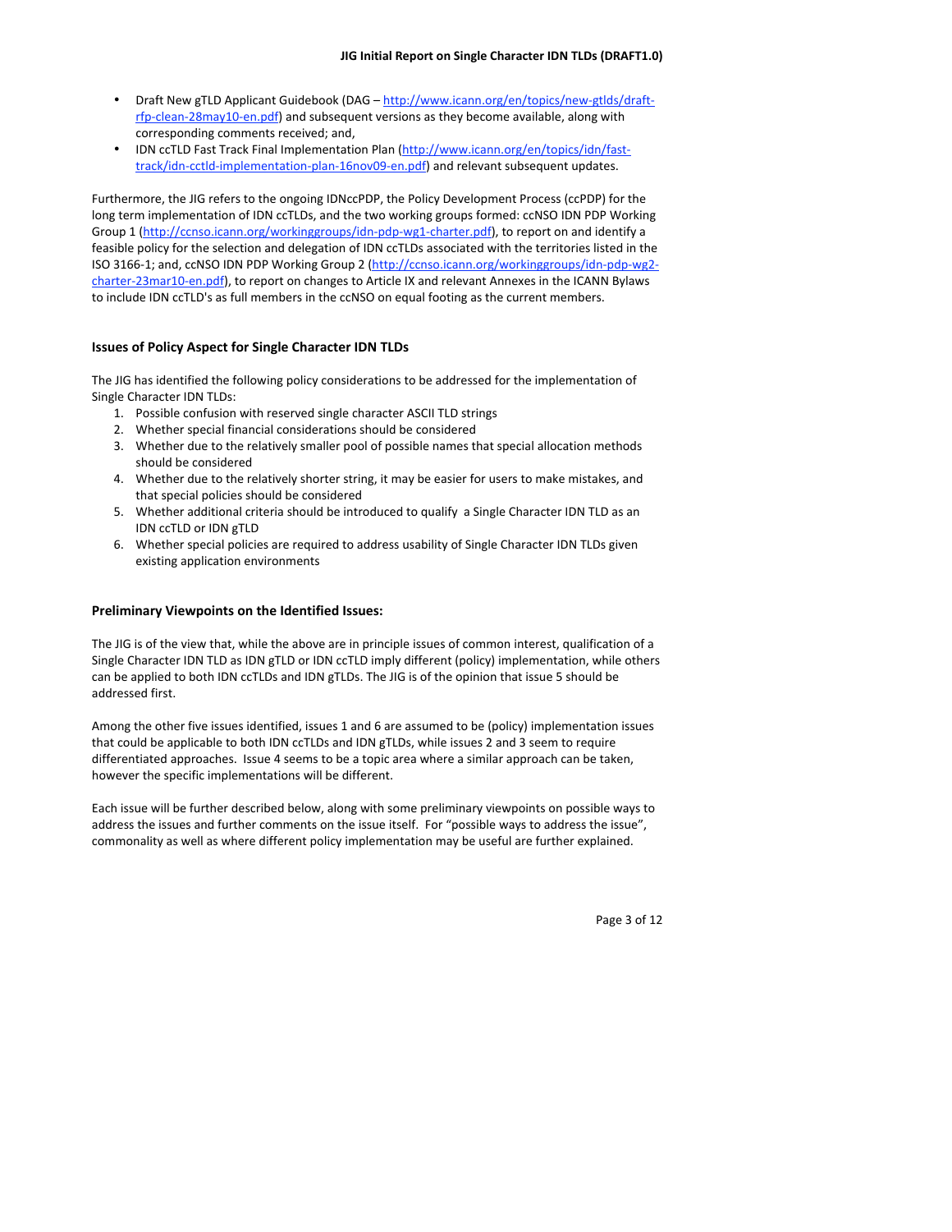- Draft New gTLD Applicant Guidebook (DAG – http://www.icann.org/en/topics/new-gtlds/draft-rfp-clean-28may10-en.pdf) and subsequent versions as they become available, along with corresponding comments received; and,
- IDN ccTLD Fast Track Final Implementation Plan (http://www.icann.org/en/topics/idn/fast-track/idn-cctld-implementation-plan-16nov09-en.pdf) and relevant subsequent updates.

Furthermore, the JIG refers to the ongoing IDNccPDP, the Policy Development Process (ccPDP) for the long term implementation of IDN ccTLDs, and the two working groups formed: ccNSO IDN PDP Working Group 1 (http://ccnso.icann.org/workinggroups/idn-pdp-wg1-charter.pdf), to report on and identify a feasible policy for the selection and delegation of IDN ccTLDs associated with the territories listed in the ISO 3166-1; and, ccNSO IDN PDP Working Group 2 (http://ccnso.icann.org/workinggroups/idn-pdp-wg2-charter-23mar10-en.pdf), to report on changes to Article IX and relevant Annexes in the ICANN Bylaws to include IDN ccTLD's as full members in the ccNSO on equal footing as the current members.

### Issues of Policy Aspect for Single Character IDN TLDs

The JIG has identified the following policy considerations to be addressed for the implementation of Single Character IDN TLDs:

1. Possible confusion with reserved single character ASCII TLD strings
2. Whether special financial considerations should be considered
3. Whether due to the relatively smaller pool of possible names that special allocation methods should be considered
4. Whether due to the relatively shorter string, it may be easier for users to make mistakes, and that special policies should be considered
5. Whether additional criteria should be introduced to qualify a Single Character IDN TLD as an IDN ccTLD or IDN gTLD
6. Whether special policies are required to address usability of Single Character IDN TLDs given existing application environments

### Preliminary Viewpoints on the Identified Issues:

The JIG is of the view that, while the above are in principle issues of common interest, qualification of a Single Character IDN TLD as IDN gTLD or IDN ccTLD imply different (policy) implementation, while others can be applied to both IDN ccTLDs and IDN gTLDs. The JIG is of the opinion that issue 5 should be addressed first.

Among the other five issues identified, issues 1 and 6 are assumed to be (policy) implementation issues that could be applicable to both IDN ccTLDs and IDN gTLDs, while issues 2 and 3 seem to require differentiated approaches. Issue 4 seems to be a topic area where a similar approach can be taken, however the specific implementations will be different.

Each issue will be further described below, along with some preliminary viewpoints on possible ways to address the issues and further comments on the issue itself. For "possible ways to address the issue", commonality as well as where different policy implementation may be useful are further explained.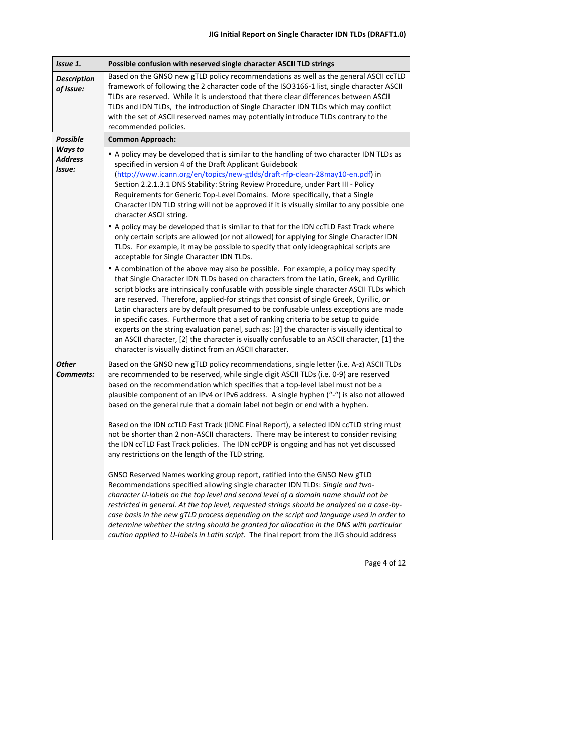| *Issue 1.* | **Possible confusion with reserved single character ASCII TLD strings** |
|---|---|
| ***Description of Issue:*** | Based on the GNSO new gTLD policy recommendations as well as the general ASCII ccTLD framework of following the 2 character code of the ISO3166-1 list, single character ASCII TLDs are reserved. While it is understood that there clear differences between ASCII TLDs and IDN TLDs, the introduction of Single Character IDN TLDs which may conflict with the set of ASCII reserved names may potentially introduce TLDs contrary to the recommended policies. |
| ***Possible Ways to Address Issue:*** | **Common Approach:** |
| | • A policy may be developed that is similar to the handling of two character IDN TLDs as specified in version 4 of the Draft Applicant Guidebook (http://www.icann.org/en/topics/new-gtlds/draft-rfp-clean-28may10-en.pdf) in Section 2.2.1.3.1 DNS Stability: String Review Procedure, under Part III - Policy Requirements for Generic Top-Level Domains. More specifically, that a Single Character IDN TLD string will not be approved if it is visually similar to any possible one character ASCII string.<br>• A policy may be developed that is similar to that for the IDN ccTLD Fast Track where only certain scripts are allowed (or not allowed) for applying for Single Character IDN TLDs. For example, it may be possible to specify that only ideographical scripts are acceptable for Single Character IDN TLDs.<br>• A combination of the above may also be possible. For example, a policy may specify that Single Character IDN TLDs based on characters from the Latin, Greek, and Cyrillic script blocks are intrinsically confusable with possible single character ASCII TLDs which are reserved. Therefore, applied-for strings that consist of single Greek, Cyrillic, or Latin characters are by default presumed to be confusable unless exceptions are made in specific cases. Furthermore that a set of ranking criteria to be setup to guide experts on the string evaluation panel, such as: [3] the character is visually identical to an ASCII character, [2] the character is visually confusable to an ASCII character, [1] the character is visually distinct from an ASCII character. |
| ***Other Comments:*** | Based on the GNSO new gTLD policy recommendations, single letter (i.e. A-z) ASCII TLDs are recommended to be reserved, while single digit ASCII TLDs (i.e. 0-9) are reserved based on the recommendation which specifies that a top-level label must not be a plausible component of an IPv4 or IPv6 address. A single hyphen ("-") is also not allowed based on the general rule that a domain label not begin or end with a hyphen.<br><br>Based on the IDN ccTLD Fast Track (IDNC Final Report), a selected IDN ccTLD string must not be shorter than 2 non-ASCII characters. There may be interest to consider revising the IDN ccTLD Fast Track policies. The IDN ccPDP is ongoing and has not yet discussed any restrictions on the length of the TLD string.<br><br>GNSO Reserved Names working group report, ratified into the GNSO New gTLD Recommendations specified allowing single character IDN TLDs: *Single and two-character U-labels on the top level and second level of a domain name should not be restricted in general. At the top level, requested strings should be analyzed on a case-by-case basis in the new gTLD process depending on the script and language used in order to determine whether the string should be granted for allocation in the DNS with particular caution applied to U-labels in Latin script.* The final report from the JIG should address |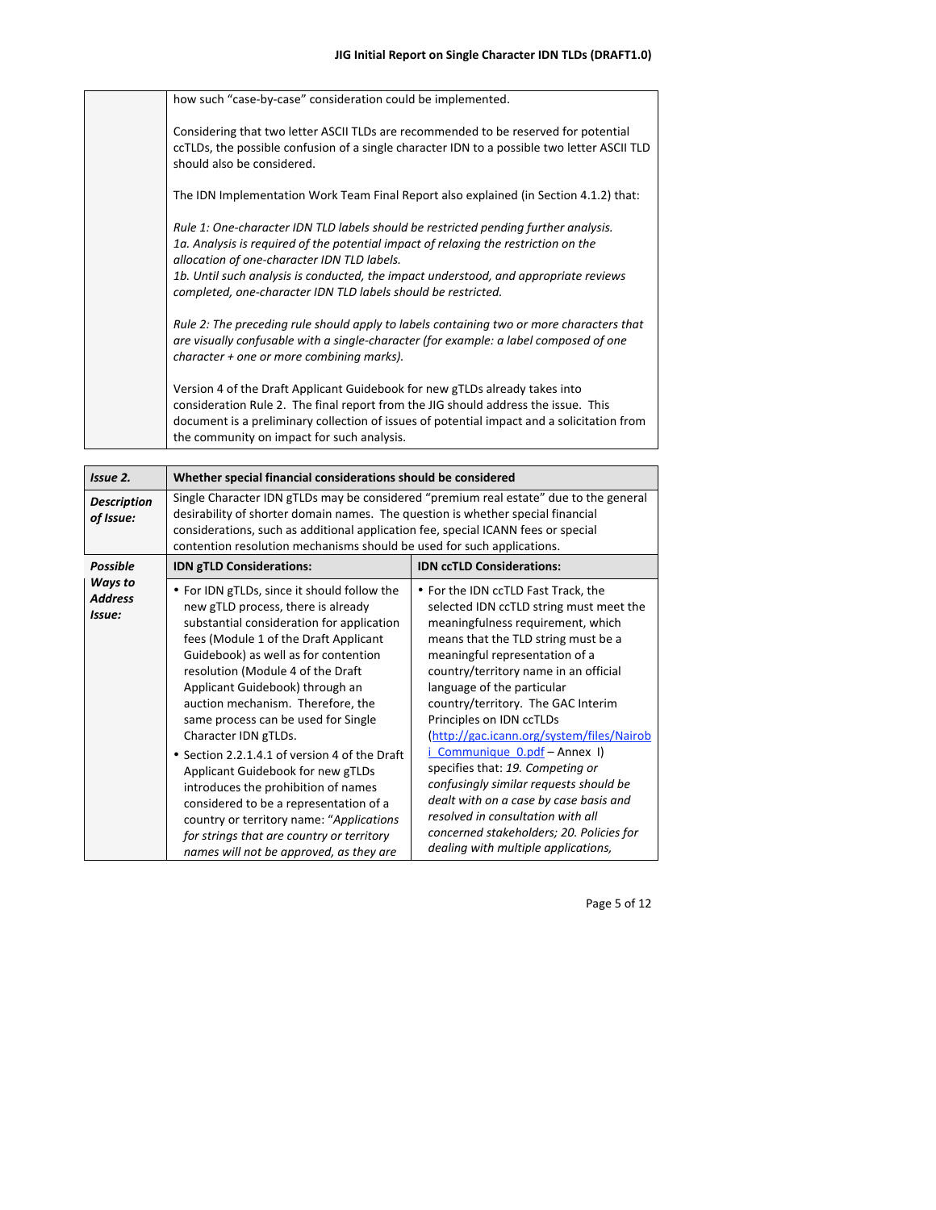| | |
|---|---|
| | how such "case-by-case" consideration could be implemented.<br><br>Considering that two letter ASCII TLDs are recommended to be reserved for potential ccTLDs, the possible confusion of a single character IDN to a possible two letter ASCII TLD should also be considered.<br><br>The IDN Implementation Work Team Final Report also explained (in Section 4.1.2) that:<br><br>*Rule 1: One-character IDN TLD labels should be restricted pending further analysis.*<br>*1a. Analysis is required of the potential impact of relaxing the restriction on the allocation of one-character IDN TLD labels.*<br>*1b. Until such analysis is conducted, the impact understood, and appropriate reviews completed, one-character IDN TLD labels should be restricted.*<br><br>*Rule 2: The preceding rule should apply to labels containing two or more characters that are visually confusable with a single-character (for example: a label composed of one character + one or more combining marks).*<br><br>Version 4 of the Draft Applicant Guidebook for new gTLDs already takes into consideration Rule 2. The final report from the JIG should address the issue. This document is a preliminary collection of issues of potential impact and a solicitation from the community on impact for such analysis. |

| ***Issue 2.*** | **Whether special financial considerations should be considered** | |
|---|---|---|
| ***Description of Issue:*** | Single Character IDN gTLDs may be considered "premium real estate" due to the general desirability of shorter domain names. The question is whether special financial considerations, such as additional application fee, special ICANN fees or special contention resolution mechanisms should be used for such applications. | |
| ***Possible Ways to Address Issue:*** | **IDN gTLD Considerations:** | **IDN ccTLD Considerations:** |
| | • For IDN gTLDs, since it should follow the new gTLD process, there is already substantial consideration for application fees (Module 1 of the Draft Applicant Guidebook) as well as for contention resolution (Module 4 of the Draft Applicant Guidebook) through an auction mechanism. Therefore, the same process can be used for Single Character IDN gTLDs.<br>• Section 2.2.1.4.1 of version 4 of the Draft Applicant Guidebook for new gTLDs introduces the prohibition of names considered to be a representation of a country or territory name: "*Applications for strings that are country or territory names will not be approved, as they are* | • For the IDN ccTLD Fast Track, the selected IDN ccTLD string must meet the meaningfulness requirement, which means that the TLD string must be a meaningful representation of a country/territory name in an official language of the particular country/territory. The GAC Interim Principles on IDN ccTLDs (http://gac.icann.org/system/files/Nairobi_Communique_0.pdf – Annex I) specifies that: *19. Competing or confusingly similar requests should be dealt with on a case by case basis and resolved in consultation with all concerned stakeholders; 20. Policies for dealing with multiple applications,* |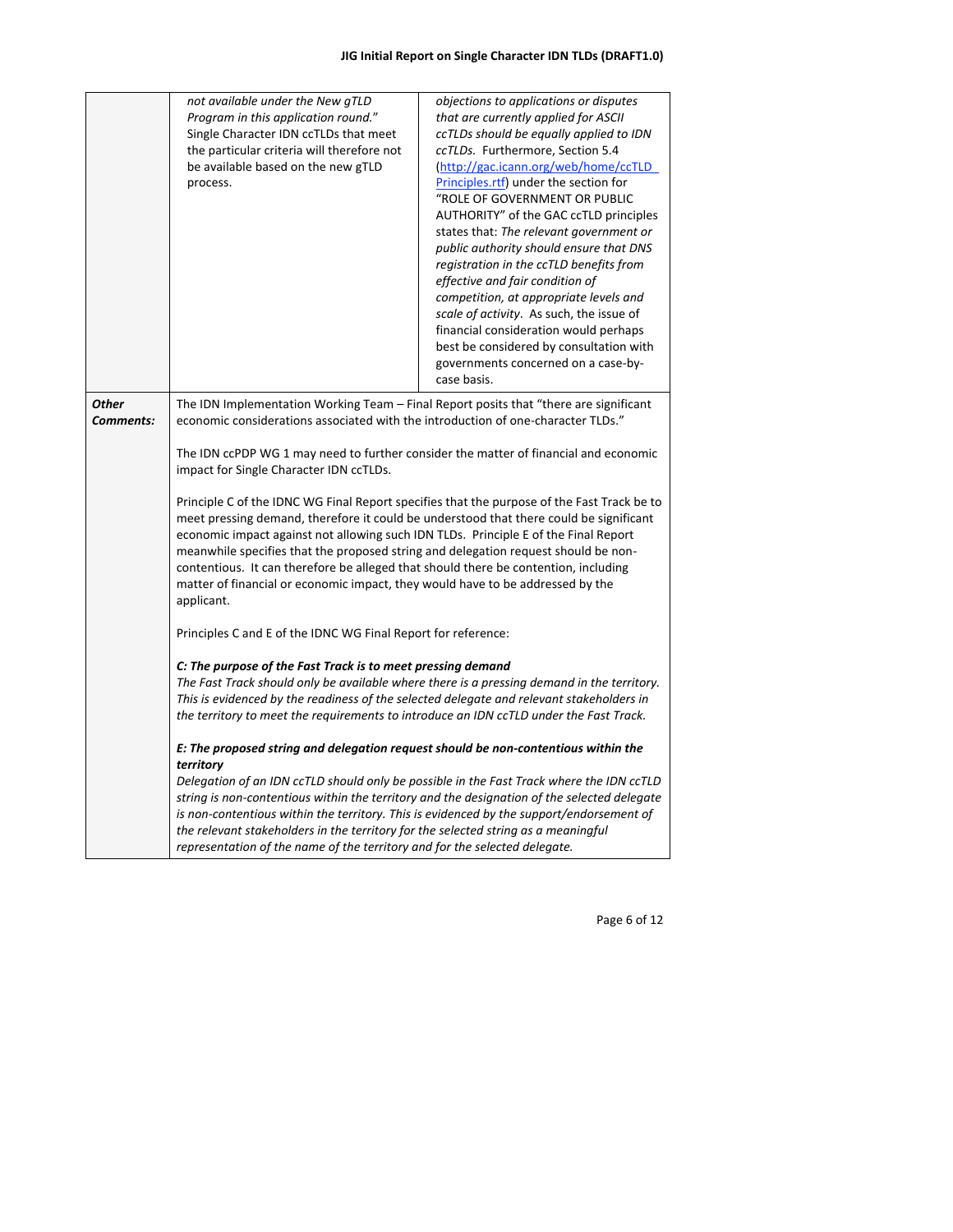| | | |
|---|---|---|
| | *not available under the New gTLD Program in this application round."* Single Character IDN ccTLDs that meet the particular criteria will therefore not be available based on the new gTLD process. | *objections to applications or disputes that are currently applied for ASCII ccTLDs should be equally applied to IDN ccTLDs.* Furthermore, Section 5.4 (http://gac.icann.org/web/home/ccTLD_Principles.rtf) under the section for "ROLE OF GOVERNMENT OR PUBLIC AUTHORITY" of the GAC ccTLD principles states that: *The relevant government or public authority should ensure that DNS registration in the ccTLD benefits from effective and fair condition of competition, at appropriate levels and scale of activity.* As such, the issue of financial consideration would perhaps best be considered by consultation with governments concerned on a case-by-case basis. |
| ***Other Comments:*** | The IDN Implementation Working Team – Final Report posits that "there are significant economic considerations associated with the introduction of one-character TLDs."<br><br>The IDN ccPDP WG 1 may need to further consider the matter of financial and economic impact for Single Character IDN ccTLDs.<br><br>Principle C of the IDNC WG Final Report specifies that the purpose of the Fast Track be to meet pressing demand, therefore it could be understood that there could be significant economic impact against not allowing such IDN TLDs. Principle E of the Final Report meanwhile specifies that the proposed string and delegation request should be non-contentious. It can therefore be alleged that should there be contention, including matter of financial or economic impact, they would have to be addressed by the applicant.<br><br>Principles C and E of the IDNC WG Final Report for reference:<br><br>***C: The purpose of the Fast Track is to meet pressing demand***<br>*The Fast Track should only be available where there is a pressing demand in the territory. This is evidenced by the readiness of the selected delegate and relevant stakeholders in the territory to meet the requirements to introduce an IDN ccTLD under the Fast Track.*<br><br>***E: The proposed string and delegation request should be non-contentious within the territory***<br>*Delegation of an IDN ccTLD should only be possible in the Fast Track where the IDN ccTLD string is non-contentious within the territory and the designation of the selected delegate is non-contentious within the territory. This is evidenced by the support/endorsement of the relevant stakeholders in the territory for the selected string as a meaningful representation of the name of the territory and for the selected delegate.* | |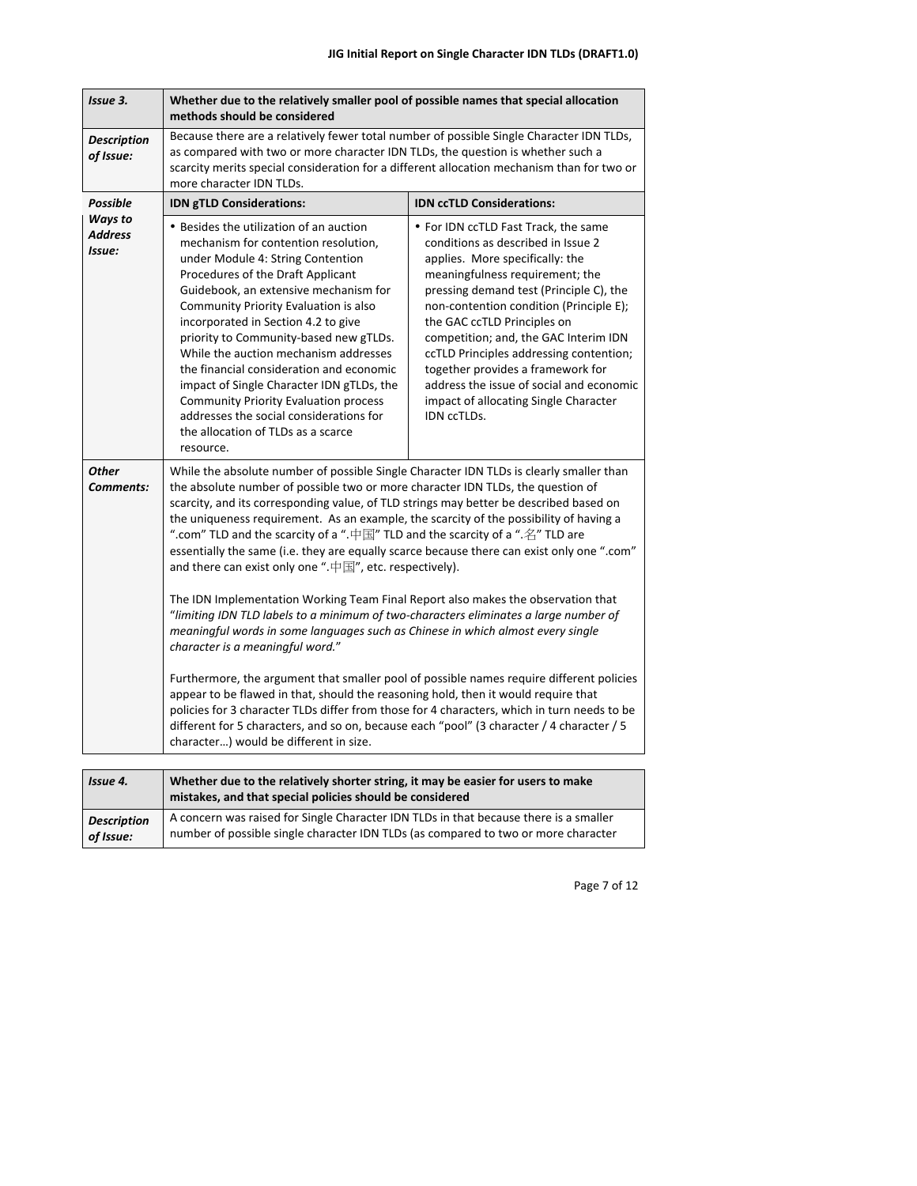| *Issue 3.* | **Whether due to the relatively smaller pool of possible names that special allocation methods should be considered** | |
|---|---|---|
| *Description of Issue:* | Because there are a relatively fewer total number of possible Single Character IDN TLDs, as compared with two or more character IDN TLDs, the question is whether such a scarcity merits special consideration for a different allocation mechanism than for two or more character IDN TLDs. | |
| *Possible Ways to Address Issue:* | **IDN gTLD Considerations:** | **IDN ccTLD Considerations:** |
| | • Besides the utilization of an auction mechanism for contention resolution, under Module 4: String Contention Procedures of the Draft Applicant Guidebook, an extensive mechanism for Community Priority Evaluation is also incorporated in Section 4.2 to give priority to Community-based new gTLDs. While the auction mechanism addresses the financial consideration and economic impact of Single Character IDN gTLDs, the Community Priority Evaluation process addresses the social considerations for the allocation of TLDs as a scarce resource. | • For IDN ccTLD Fast Track, the same conditions as described in Issue 2 applies. More specifically: the meaningfulness requirement; the pressing demand test (Principle C), the non-contention condition (Principle E); the GAC ccTLD Principles on competition; and, the GAC Interim IDN ccTLD Principles addressing contention; together provides a framework for address the issue of social and economic impact of allocating Single Character IDN ccTLDs. |
| *Other Comments:* | While the absolute number of possible Single Character IDN TLDs is clearly smaller than the absolute number of possible two or more character IDN TLDs, the question of scarcity, and its corresponding value, of TLD strings may better be described based on the uniqueness requirement. As an example, the scarcity of the possibility of having a ".com" TLD and the scarcity of a ".中国" TLD and the scarcity of a ".名" TLD are essentially the same (i.e. they are equally scarce because there can exist only one ".com" and there can exist only one ".中国", etc. respectively).<br><br>The IDN Implementation Working Team Final Report also makes the observation that "*limiting IDN TLD labels to a minimum of two-characters eliminates a large number of meaningful words in some languages such as Chinese in which almost every single character is a meaningful word.*"<br><br>Furthermore, the argument that smaller pool of possible names require different policies appear to be flawed in that, should the reasoning hold, then it would require that policies for 3 character TLDs differ from those for 4 characters, which in turn needs to be different for 5 characters, and so on, because each "pool" (3 character / 4 character / 5 character…) would be different in size. | |

| *Issue 4.* | **Whether due to the relatively shorter string, it may be easier for users to make mistakes, and that special policies should be considered** |
|---|---|
| *Description of Issue:* | A concern was raised for Single Character IDN TLDs in that because there is a smaller number of possible single character IDN TLDs (as compared to two or more character |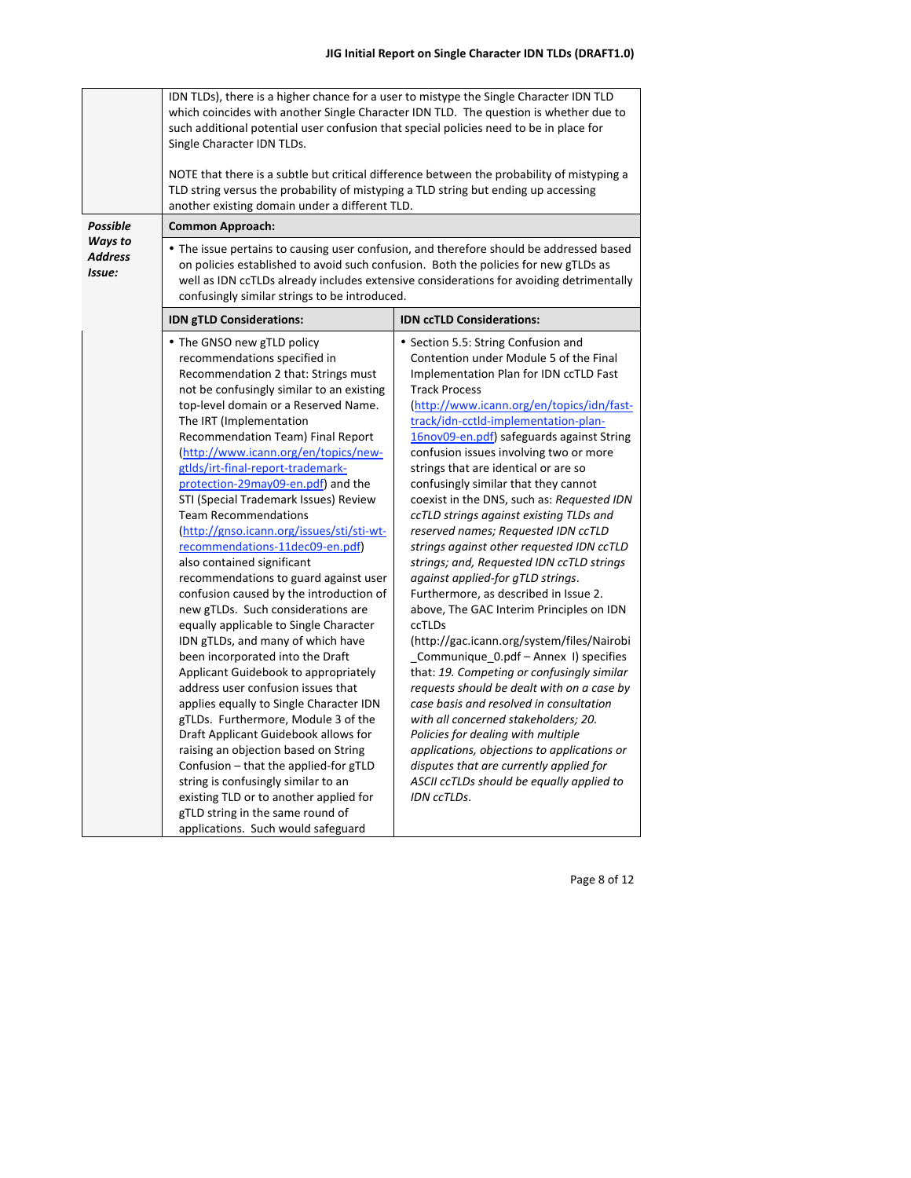| | | |
|---|---|---|
| | IDN TLDs), there is a higher chance for a user to mistype the Single Character IDN TLD which coincides with another Single Character IDN TLD. The question is whether due to such additional potential user confusion that special policies need to be in place for Single Character IDN TLDs.<br><br>NOTE that there is a subtle but critical difference between the probability of mistyping a TLD string versus the probability of mistyping a TLD string but ending up accessing another existing domain under a different TLD. | |
| ***Possible Ways to Address Issue:*** | **Common Approach:** | |
| | • The issue pertains to causing user confusion, and therefore should be addressed based on policies established to avoid such confusion. Both the policies for new gTLDs as well as IDN ccTLDs already includes extensive considerations for avoiding detrimentally confusingly similar strings to be introduced. | |
| | **IDN gTLD Considerations:** | **IDN ccTLD Considerations:** |
| | • The GNSO new gTLD policy recommendations specified in Recommendation 2 that: Strings must not be confusingly similar to an existing top-level domain or a Reserved Name. The IRT (Implementation Recommendation Team) Final Report (http://www.icann.org/en/topics/new-gtlds/irt-final-report-trademark-protection-29may09-en.pdf) and the STI (Special Trademark Issues) Review Team Recommendations (http://gnso.icann.org/issues/sti/sti-wt-recommendations-11dec09-en.pdf) also contained significant recommendations to guard against user confusion caused by the introduction of new gTLDs. Such considerations are equally applicable to Single Character IDN gTLDs, and many of which have been incorporated into the Draft Applicant Guidebook to appropriately address user confusion issues that applies equally to Single Character IDN gTLDs. Furthermore, Module 3 of the Draft Applicant Guidebook allows for raising an objection based on String Confusion – that the applied-for gTLD string is confusingly similar to an existing TLD or to another applied for gTLD string in the same round of applications. Such would safeguard | • Section 5.5: String Confusion and Contention under Module 5 of the Final Implementation Plan for IDN ccTLD Fast Track Process (http://www.icann.org/en/topics/idn/fast-track/idn-cctld-implementation-plan-16nov09-en.pdf) safeguards against String confusion issues involving two or more strings that are identical or are so confusingly similar that they cannot coexist in the DNS, such as: *Requested IDN ccTLD strings against existing TLDs and reserved names; Requested IDN ccTLD strings against other requested IDN ccTLD strings; and, Requested IDN ccTLD strings against applied-for gTLD strings*. Furthermore, as described in Issue 2. above, The GAC Interim Principles on IDN ccTLDs (http://gac.icann.org/system/files/Nairobi_Communique_0.pdf – Annex I) specifies that: *19. Competing or confusingly similar requests should be dealt with on a case by case basis and resolved in consultation with all concerned stakeholders; 20. Policies for dealing with multiple applications, objections to applications or disputes that are currently applied for ASCII ccTLDs should be equally applied to IDN ccTLDs.* |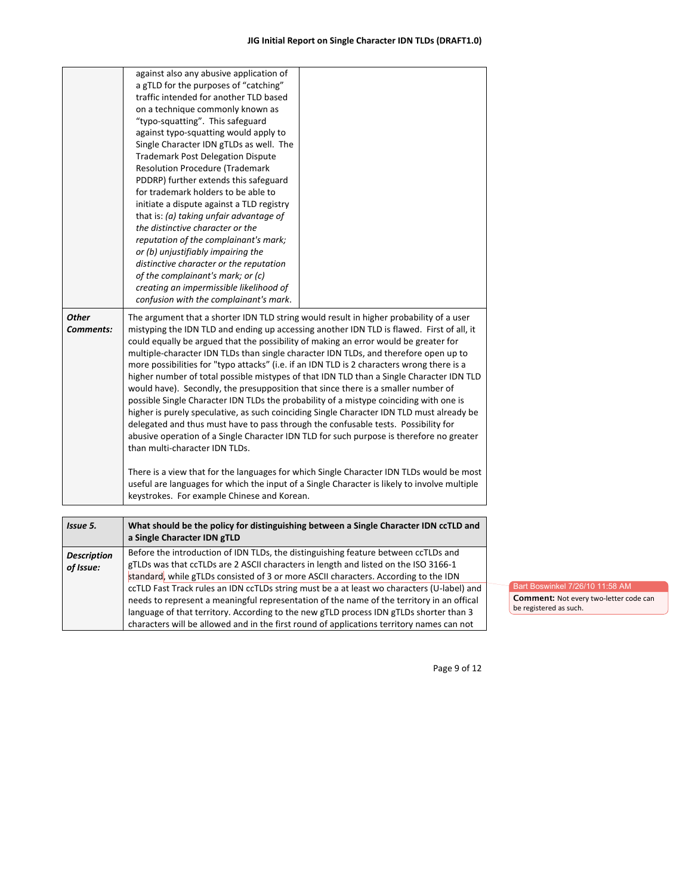| | | |
|---|---|---|
| | against also any abusive application of a gTLD for the purposes of "catching" traffic intended for another TLD based on a technique commonly known as "typo-squatting". This safeguard against typo-squatting would apply to Single Character IDN gTLDs as well. The Trademark Post Delegation Dispute Resolution Procedure (Trademark PDDRP) further extends this safeguard for trademark holders to be able to initiate a dispute against a TLD registry that is: *(a) taking unfair advantage of the distinctive character or the reputation of the complainant's mark; or (b) unjustifiably impairing the distinctive character or the reputation of the complainant's mark; or (c) creating an impermissible likelihood of confusion with the complainant's mark.* | |
| ***Other Comments:*** | The argument that a shorter IDN TLD string would result in higher probability of a user mistyping the IDN TLD and ending up accessing another IDN TLD is flawed. First of all, it could equally be argued that the possibility of making an error would be greater for multiple-character IDN TLDs than single character IDN TLDs, and therefore open up to more possibilities for "typo attacks" (i.e. if an IDN TLD is 2 characters wrong there is a higher number of total possible mistypes of that IDN TLD than a Single Character IDN TLD would have). Secondly, the presupposition that since there is a smaller number of possible Single Character IDN TLDs the probability of a mistype coinciding with one is higher is purely speculative, as such coinciding Single Character IDN TLD must already be delegated and thus must have to pass through the confusable tests. Possibility for abusive operation of a Single Character IDN TLD for such purpose is therefore no greater than multi-character IDN TLDs.<br><br>There is a view that for the languages for which Single Character IDN TLDs would be most useful are languages for which the input of a Single Character is likely to involve multiple keystrokes. For example Chinese and Korean. | |

| ***Issue 5.*** | **What should be the policy for distinguishing between a Single Character IDN ccTLD and a Single Character IDN gTLD** |
|---|---|
| ***Description of Issue:*** | Before the introduction of IDN TLDs, the distinguishing feature between ccTLDs and gTLDs was that ccTLDs are 2 ASCII characters in length and listed on the ISO 3166-1 standard, while gTLDs consisted of 3 or more ASCII characters. According to the IDN ccTLD Fast Track rules an IDN ccTLDs string must be a at least wo characters (U-label) and needs to represent a meaningful representation of the name of the territory in an offical language of that territory. According to the new gTLD process IDN gTLDs shorter than 3 characters will be allowed and in the first round of applications territory names can not |

Bart Boswinkel 7/26/10 11:58 AM
**Comment:** Not every two-letter code can be registered as such.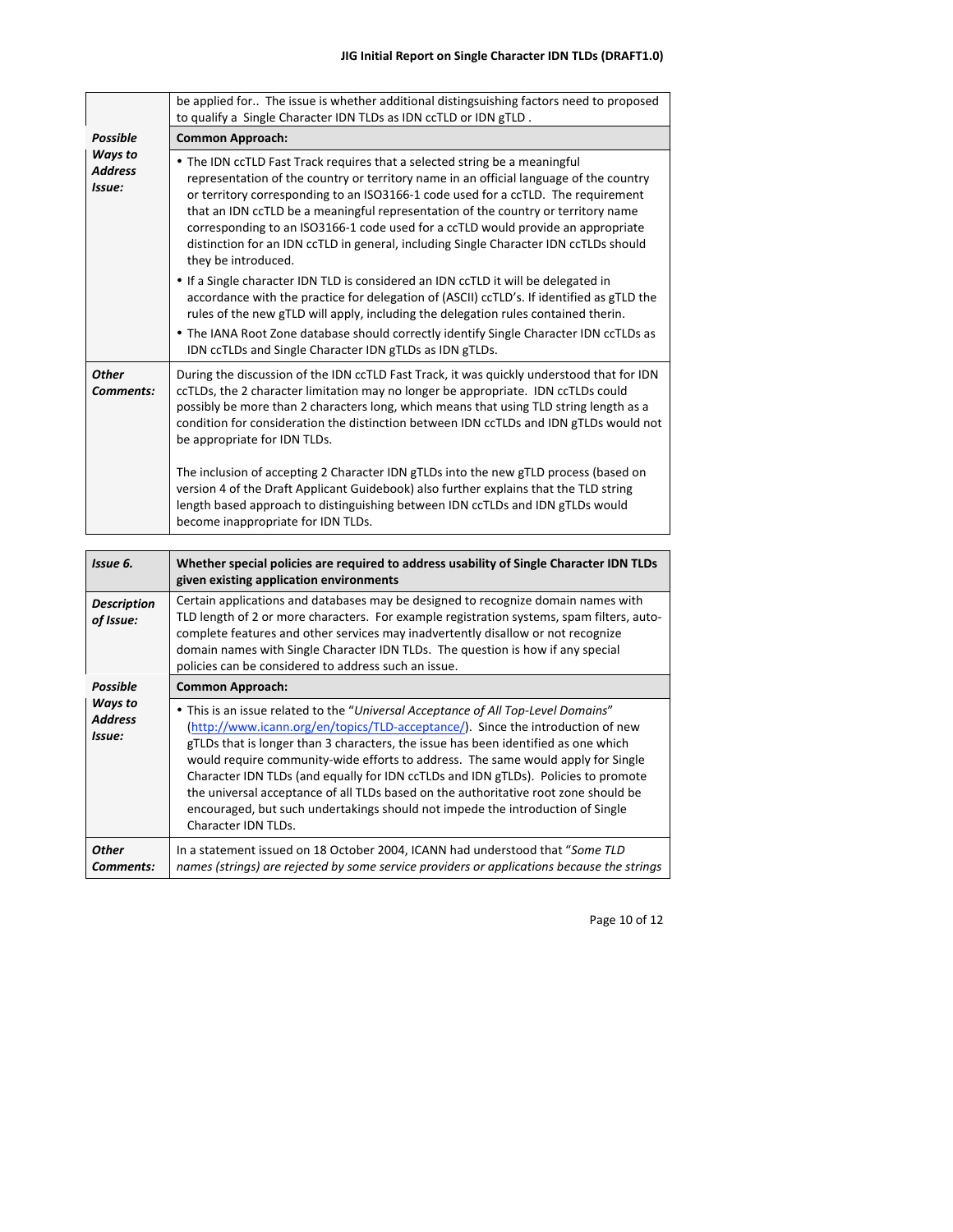| | |
|---|---|
| | be applied for.. The issue is whether additional distingsuishing factors need to proposed to qualify a Single Character IDN TLDs as IDN ccTLD or IDN gTLD . |
| ***Possible Ways to Address Issue:*** | **Common Approach:** |
| | • The IDN ccTLD Fast Track requires that a selected string be a meaningful representation of the country or territory name in an official language of the country or territory corresponding to an ISO3166-1 code used for a ccTLD. The requirement that an IDN ccTLD be a meaningful representation of the country or territory name corresponding to an ISO3166-1 code used for a ccTLD would provide an appropriate distinction for an IDN ccTLD in general, including Single Character IDN ccTLDs should they be introduced.<br>• If a Single character IDN TLD is considered an IDN ccTLD it will be delegated in accordance with the practice for delegation of (ASCII) ccTLD's. If identified as gTLD the rules of the new gTLD will apply, including the delegation rules contained therin.<br>• The IANA Root Zone database should correctly identify Single Character IDN ccTLDs as IDN ccTLDs and Single Character IDN gTLDs as IDN gTLDs. |
| ***Other Comments:*** | During the discussion of the IDN ccTLD Fast Track, it was quickly understood that for IDN ccTLDs, the 2 character limitation may no longer be appropriate. IDN ccTLDs could possibly be more than 2 characters long, which means that using TLD string length as a condition for consideration the distinction between IDN ccTLDs and IDN gTLDs would not be appropriate for IDN TLDs.<br><br>The inclusion of accepting 2 Character IDN gTLDs into the new gTLD process (based on version 4 of the Draft Applicant Guidebook) also further explains that the TLD string length based approach to distinguishing between IDN ccTLDs and IDN gTLDs would become inappropriate for IDN TLDs. |

| ***Issue 6.*** | **Whether special policies are required to address usability of Single Character IDN TLDs given existing application environments** |
|---|---|
| ***Description of Issue:*** | Certain applications and databases may be designed to recognize domain names with TLD length of 2 or more characters. For example registration systems, spam filters, auto-complete features and other services may inadvertently disallow or not recognize domain names with Single Character IDN TLDs. The question is how if any special policies can be considered to address such an issue. |
| ***Possible Ways to Address Issue:*** | **Common Approach:** |
| | • This is an issue related to the "*Universal Acceptance of All Top-Level Domains*" (http://www.icann.org/en/topics/TLD-acceptance/). Since the introduction of new gTLDs that is longer than 3 characters, the issue has been identified as one which would require community-wide efforts to address. The same would apply for Single Character IDN TLDs (and equally for IDN ccTLDs and IDN gTLDs). Policies to promote the universal acceptance of all TLDs based on the authoritative root zone should be encouraged, but such undertakings should not impede the introduction of Single Character IDN TLDs. |
| ***Other Comments:*** | In a statement issued on 18 October 2004, ICANN had understood that "*Some TLD names (strings) are rejected by some service providers or applications because the strings* |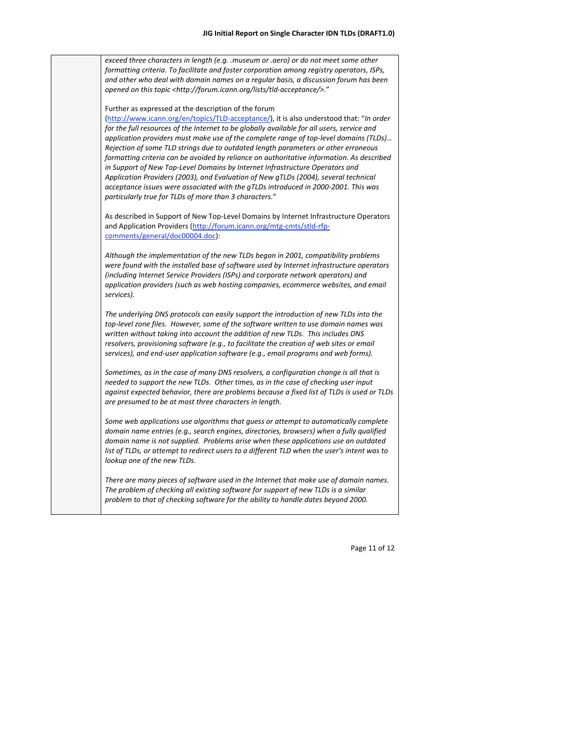| | |
|---|---|
| | *exceed three characters in length (e.g. .museum or .aero) or do not meet some other formatting criteria. To facilitate and foster corporation among registry operators, ISPs, and other who deal with domain names on a regular basis, a discussion forum has been opened on this topic <http://forum.icann.org/lists/tld-acceptance/>."*<br><br>Further as expressed at the description of the forum (http://www.icann.org/en/topics/TLD-acceptance/), it is also understood that: "*In order for the full resources of the Internet to be globally available for all users, service and application providers must make use of the complete range of top-level domains (TLDs)… Rejection of some TLD strings due to outdated length parameters or other erroneous formatting criteria can be avoided by reliance on authoritative information. As described in Support of New Top-Level Domains by Internet Infrastructure Operators and Application Providers (2003), and Evaluation of New gTLDs (2004), several technical acceptance issues were associated with the gTLDs introduced in 2000-2001. This was particularly true for TLDs of more than 3 characters.*"<br><br>As described in Support of New Top-Level Domains by Internet Infrastructure Operators and Application Providers (http://forum.icann.org/mtg-cmts/stld-rfp-comments/general/doc00004.doc):<br><br>*Although the implementation of the new TLDs began in 2001, compatibility problems were found with the installed base of software used by Internet infrastructure operators (including Internet Service Providers (ISPs) and corporate network operators) and application providers (such as web hosting companies, ecommerce websites, and email services).*<br><br>*The underlying DNS protocols can easily support the introduction of new TLDs into the top-level zone files. However, some of the software written to use domain names was written without taking into account the addition of new TLDs. This includes DNS resolvers, provisioning software (e.g., to facilitate the creation of web sites or email services), and end-user application software (e.g., email programs and web forms).*<br><br>*Sometimes, as in the case of many DNS resolvers, a configuration change is all that is needed to support the new TLDs. Other times, as in the case of checking user input against expected behavior, there are problems because a fixed list of TLDs is used or TLDs are presumed to be at most three characters in length.*<br><br>*Some web applications use algorithms that guess or attempt to automatically complete domain name entries (e.g., search engines, directories, browsers) when a fully qualified domain name is not supplied. Problems arise when these applications use an outdated list of TLDs, or attempt to redirect users to a different TLD when the user's intent was to lookup one of the new TLDs.*<br><br>*There are many pieces of software used in the Internet that make use of domain names. The problem of checking all existing software for support of new TLDs is a similar problem to that of checking software for the ability to handle dates beyond 2000.* |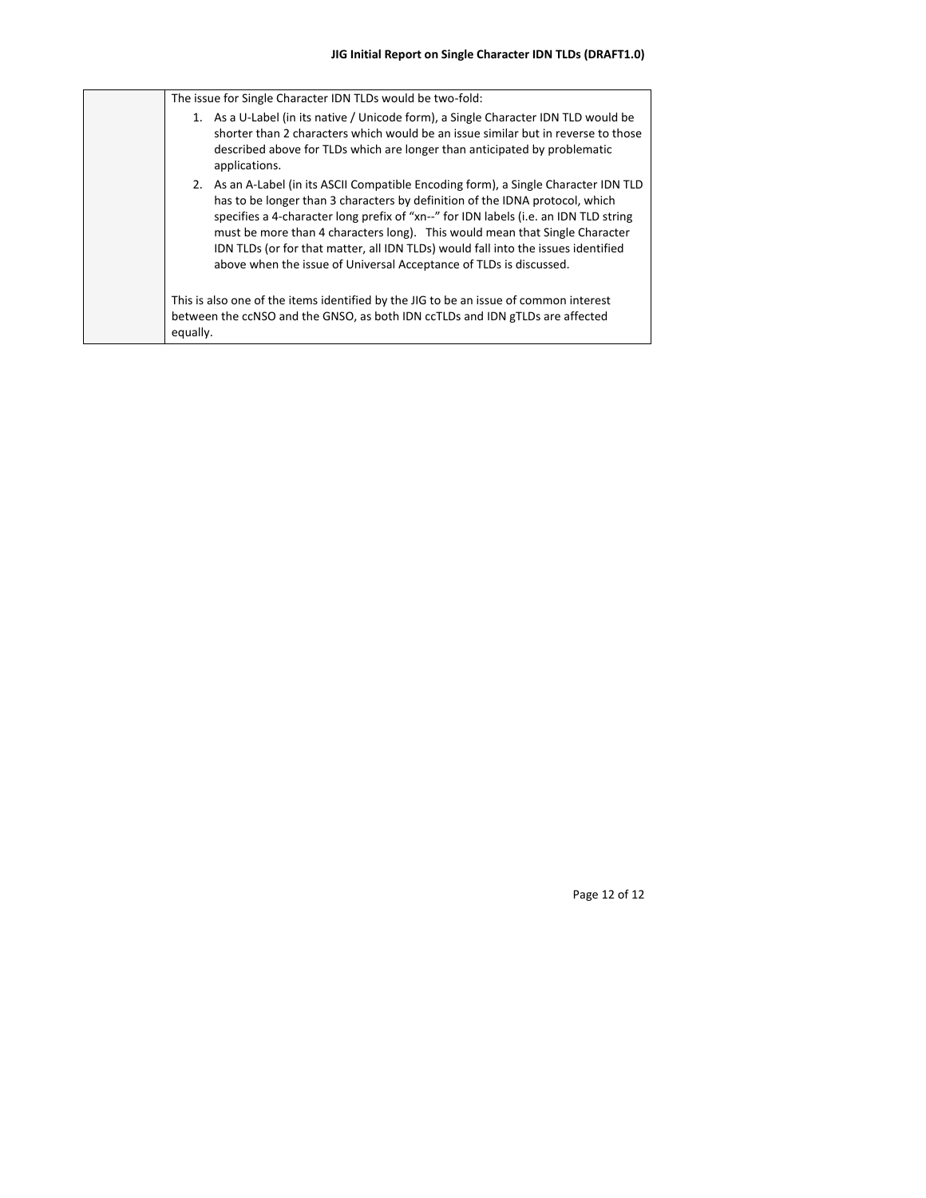| | |
|---|---|
| | The issue for Single Character IDN TLDs would be two-fold:<br>1. As a U-Label (in its native / Unicode form), a Single Character IDN TLD would be shorter than 2 characters which would be an issue similar but in reverse to those described above for TLDs which are longer than anticipated by problematic applications.<br>2. As an A-Label (in its ASCII Compatible Encoding form), a Single Character IDN TLD has to be longer than 3 characters by definition of the IDNA protocol, which specifies a 4-character long prefix of "xn--" for IDN labels (i.e. an IDN TLD string must be more than 4 characters long). This would mean that Single Character IDN TLDs (or for that matter, all IDN TLDs) would fall into the issues identified above when the issue of Universal Acceptance of TLDs is discussed.<br><br>This is also one of the items identified by the JIG to be an issue of common interest between the ccNSO and the GNSO, as both IDN ccTLDs and IDN gTLDs are affected equally. |